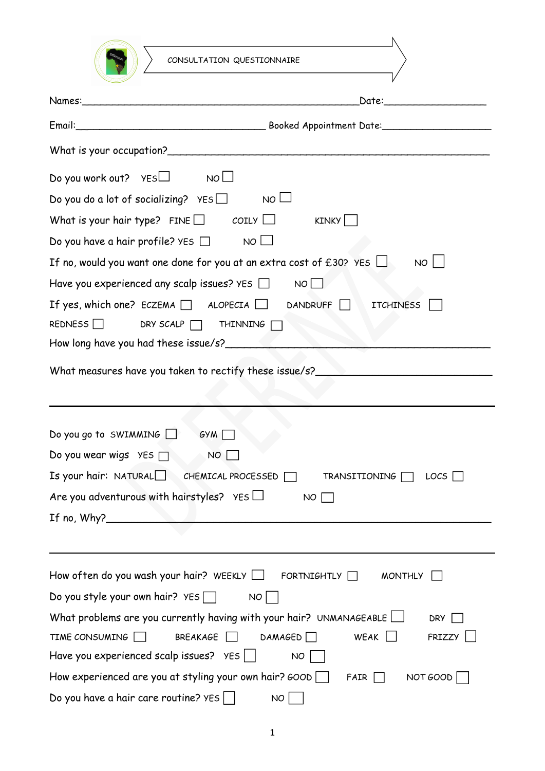# CONSULTATION QUESTIONNAIRE

Names:\_\_\_\_\_\_\_\_\_\_\_\_\_\_\_\_\_\_\_\_\_\_\_\_\_\_\_\_\_\_\_\_\_\_\_\_\_\_\_\_\_\_\_\_\_\_\_\_\_\_\_\_\_\_Date:\_\_\_\_\_\_\_\_\_\_\_\_\_\_\_\_\_\_

Email:\_\_\_\_\_\_\_\_\_\_\_\_\_\_\_\_\_\_\_\_\_\_\_\_\_\_\_\_\_\_\_\_\_\_\_\_ Booked Appointment Date:\_\_\_\_\_\_\_\_\_\_\_\_\_\_\_\_\_\_\_\_

What is your occupation?\_\_\_\_\_\_\_\_\_\_\_\_\_\_\_\_\_\_\_\_\_\_\_\_\_\_\_\_\_\_\_\_\_\_\_\_\_\_\_\_\_\_\_\_\_\_\_\_\_\_\_\_\_\_\_\_\_\_

Do you work out? YES ☐ NO ☐

Do you do a lot of socializing? YES ☐ NO ☐

What is your hair type? FINE ☐ COILY ☐ KINKY ☐

Do you have a hair profile? YES ☐ NO ☐

If no, would you want one done for you at an extra cost of £30? YES ☐ NO ☐

Have you experienced any scalp issues? YES ☐ NO ☐

If yes, which one? ECZEMA ☐ ALOPECIA ☐ DANDRUFF ☐ ITCHINESS ☐ REDNESS ☐ DRY SCALP ☐ THINNING ☐

How long have you had these issue/s?\_\_\_\_\_\_\_\_\_\_\_\_\_\_\_\_\_\_\_\_\_\_\_\_\_\_\_\_\_\_\_\_\_\_\_\_\_\_\_\_\_\_\_\_\_\_\_\_\_\_

What measures have you taken to rectify these issue/s?\_\_\_\_\_\_\_\_\_\_\_\_\_\_\_\_\_\_\_\_\_\_\_\_\_\_\_\_\_\_\_\_

---

Do you go to SWIMMING ☐ GYM ☐

Do you wear wigs YES ☐ NO ☐

Is your hair: NATURAL ☐ CHEMICAL PROCESSED ☐ TRANSITIONING ☐ LOCS ☐

Are you adventurous with hairstyles? YES ☐ NO ☐

If no, Why?\_\_\_\_\_\_\_\_\_\_\_\_\_\_\_\_\_\_\_\_\_\_\_\_\_\_\_\_\_\_\_\_\_\_\_\_\_\_\_\_\_\_\_\_\_\_\_\_\_\_\_\_\_\_\_\_\_\_\_\_\_\_\_\_\_\_\_\_

---

How often do you wash your hair? WEEKLY ☐ FORTNIGHTLY ☐ MONTHLY ☐

Do you style your own hair? YES ☐ NO ☐

What problems are you currently having with your hair? UNMANAGEABLE ☐ DRY ☐ TIME CONSUMING ☐ BREAKAGE ☐ DAMAGED ☐ WEAK ☐ FRIZZY ☐

Have you experienced scalp issues? YES ☐ NO ☐

How experienced are you at styling your own hair? GOOD ☐ FAIR ☐ NOT GOOD ☐

Do you have a hair care routine? YES ☐ NO ☐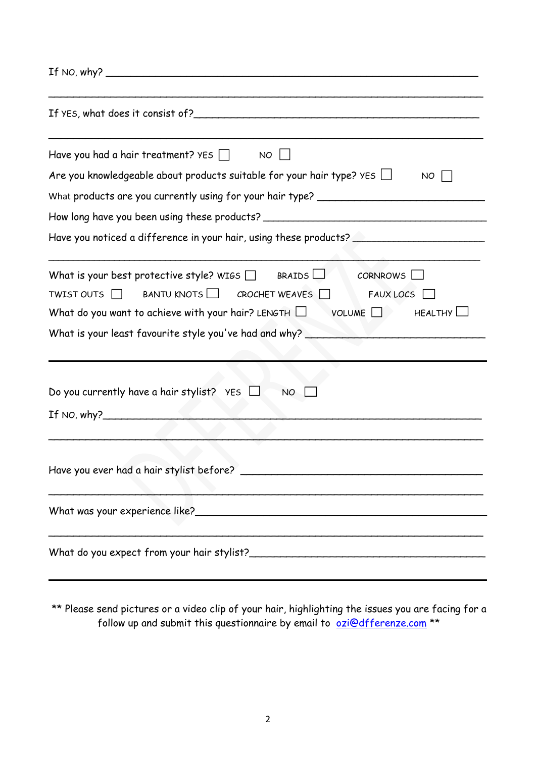If NO, why? \_\_\_\_\_\_\_\_\_\_\_\_\_\_\_\_\_\_\_\_\_\_\_\_\_\_\_\_\_\_\_\_\_\_\_\_\_\_\_\_\_\_\_\_\_\_\_\_\_\_\_\_

\_\_\_\_\_\_\_\_\_\_\_\_\_\_\_\_\_\_\_\_\_\_\_\_\_\_\_\_\_\_\_\_\_\_\_\_\_\_\_\_\_\_\_\_\_\_\_\_\_\_\_\_\_\_\_\_\_\_\_\_\_

If YES, what does it consist of?\_\_\_\_\_\_\_\_\_\_\_\_\_\_\_\_\_\_\_\_\_\_\_\_\_\_\_\_\_\_\_\_\_\_\_\_\_\_\_\_\_

\_\_\_\_\_\_\_\_\_\_\_\_\_\_\_\_\_\_\_\_\_\_\_\_\_\_\_\_\_\_\_\_\_\_\_\_\_\_\_\_\_\_\_\_\_\_\_\_\_\_\_\_\_\_\_\_\_\_\_\_\_

Have you had a hair treatment? YES ☐ NO ☐

Are you knowledgeable about products suitable for your hair type? YES ☐ NO ☐

What products are you currently using for your hair type? \_\_\_\_\_\_\_\_\_\_\_\_\_\_\_\_\_\_\_\_\_\_\_\_

How long have you been using these products? \_\_\_\_\_\_\_\_\_\_\_\_\_\_\_\_\_\_\_\_\_\_\_\_\_\_\_\_\_\_\_\_\_

Have you noticed a difference in your hair, using these products? \_\_\_\_\_\_\_\_\_\_\_\_\_\_\_\_\_\_\_\_

\_\_\_\_\_\_\_\_\_\_\_\_\_\_\_\_\_\_\_\_\_\_\_\_\_\_\_\_\_\_\_\_\_\_\_\_\_\_\_\_\_\_\_\_\_\_\_\_\_\_\_\_\_\_\_\_\_\_\_\_\_

What is your best protective style? WIGS ☐ BRAIDS ☐ CORNROWS ☐
TWIST OUTS ☐ BANTU KNOTS ☐ CROCHET WEAVES ☐ FAUX LOCS ☐

What do you want to achieve with your hair? LENGTH ☐ VOLUME ☐ HEALTHY ☐

What is your least favourite style you've had and why? \_\_\_\_\_\_\_\_\_\_\_\_\_\_\_\_\_\_\_\_\_\_\_\_\_\_

\_\_\_\_\_\_\_\_\_\_\_\_\_\_\_\_\_\_\_\_\_\_\_\_\_\_\_\_\_\_\_\_\_\_\_\_\_\_\_\_\_\_\_\_\_\_\_\_\_\_\_\_\_\_\_\_\_\_\_\_\_

Do you currently have a hair stylist? YES ☐ NO ☐

If NO, why?\_\_\_\_\_\_\_\_\_\_\_\_\_\_\_\_\_\_\_\_\_\_\_\_\_\_\_\_\_\_\_\_\_\_\_\_\_\_\_\_\_\_\_\_\_\_\_\_\_\_\_\_\_\_

\_\_\_\_\_\_\_\_\_\_\_\_\_\_\_\_\_\_\_\_\_\_\_\_\_\_\_\_\_\_\_\_\_\_\_\_\_\_\_\_\_\_\_\_\_\_\_\_\_\_\_\_\_\_\_\_\_\_\_\_\_

Have you ever had a hair stylist before? \_\_\_\_\_\_\_\_\_\_\_\_\_\_\_\_\_\_\_\_\_\_\_\_\_\_\_\_\_\_\_\_\_\_\_\_\_

\_\_\_\_\_\_\_\_\_\_\_\_\_\_\_\_\_\_\_\_\_\_\_\_\_\_\_\_\_\_\_\_\_\_\_\_\_\_\_\_\_\_\_\_\_\_\_\_\_\_\_\_\_\_\_\_\_\_\_\_\_

What was your experience like?\_\_\_\_\_\_\_\_\_\_\_\_\_\_\_\_\_\_\_\_\_\_\_\_\_\_\_\_\_\_\_\_\_\_\_\_\_\_\_\_\_\_

\_\_\_\_\_\_\_\_\_\_\_\_\_\_\_\_\_\_\_\_\_\_\_\_\_\_\_\_\_\_\_\_\_\_\_\_\_\_\_\_\_\_\_\_\_\_\_\_\_\_\_\_\_\_\_\_\_\_\_\_\_

What do you expect from your hair stylist?\_\_\_\_\_\_\_\_\_\_\_\_\_\_\_\_\_\_\_\_\_\_\_\_\_\_\_\_\_\_\_\_\_\_\_

\_\_\_\_\_\_\_\_\_\_\_\_\_\_\_\_\_\_\_\_\_\_\_\_\_\_\_\_\_\_\_\_\_\_\_\_\_\_\_\_\_\_\_\_\_\_\_\_\_\_\_\_\_\_\_\_\_\_\_\_\_

** Please send pictures or a video clip of your hair, highlighting the issues you are facing for a follow up and submit this questionnaire by email to ozi@dfferenze.com **